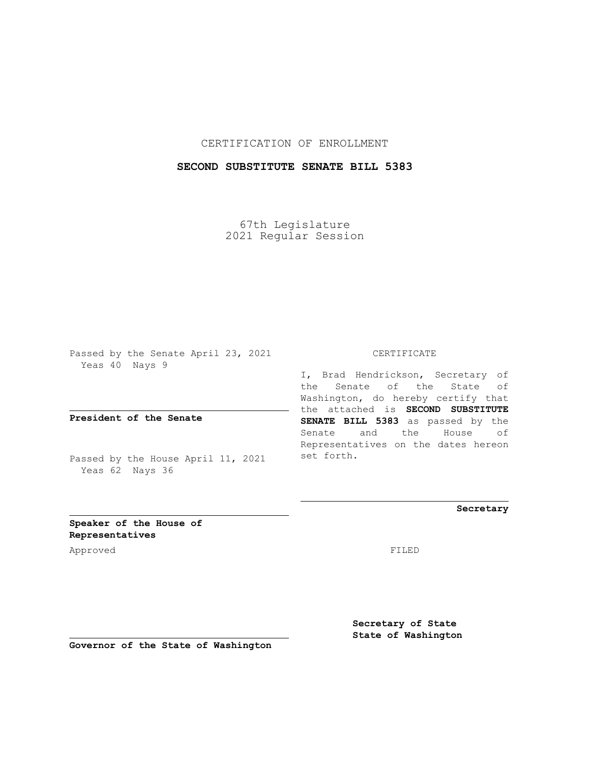CERTIFICATION OF ENROLLMENT

**SECOND SUBSTITUTE SENATE BILL 5383**

67th Legislature
2021 Regular Session

Passed by the Senate April 23, 2021
Yeas 40 Nays 9

**President of the Senate**

Passed by the House April 11, 2021
Yeas 62 Nays 36

**Speaker of the House of Representatives**

Approved

**Governor of the State of Washington**

CERTIFICATE

I, Brad Hendrickson, Secretary of the Senate of the State of Washington, do hereby certify that the attached is **SECOND SUBSTITUTE SENATE BILL 5383** as passed by the Senate and the House of Representatives on the dates hereon set forth.

**Secretary**

FILED

**Secretary of State**
**State of Washington**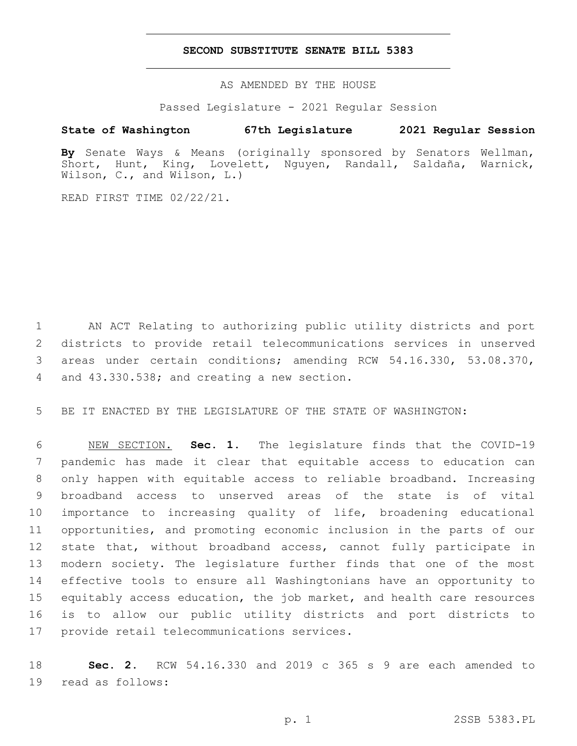# SECOND SUBSTITUTE SENATE BILL 5383

AS AMENDED BY THE HOUSE

Passed Legislature - 2021 Regular Session

**State of Washington 67th Legislature 2021 Regular Session**

**By** Senate Ways & Means (originally sponsored by Senators Wellman, Short, Hunt, King, Lovelett, Nguyen, Randall, Saldaña, Warnick, Wilson, C., and Wilson, L.)

READ FIRST TIME 02/22/21.

AN ACT Relating to authorizing public utility districts and port districts to provide retail telecommunications services in unserved areas under certain conditions; amending RCW 54.16.330, 53.08.370, and 43.330.538; and creating a new section.

BE IT ENACTED BY THE LEGISLATURE OF THE STATE OF WASHINGTON:

NEW SECTION. **Sec. 1.** The legislature finds that the COVID-19 pandemic has made it clear that equitable access to education can only happen with equitable access to reliable broadband. Increasing broadband access to unserved areas of the state is of vital importance to increasing quality of life, broadening educational opportunities, and promoting economic inclusion in the parts of our state that, without broadband access, cannot fully participate in modern society. The legislature further finds that one of the most effective tools to ensure all Washingtonians have an opportunity to equitably access education, the job market, and health care resources is to allow our public utility districts and port districts to provide retail telecommunications services.

**Sec. 2.** RCW 54.16.330 and 2019 c 365 s 9 are each amended to read as follows: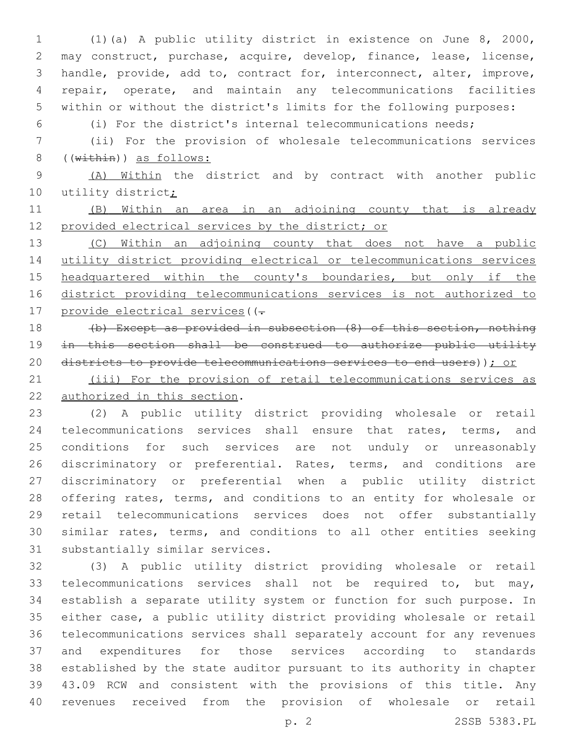(1)(a) A public utility district in existence on June 8, 2000, may construct, purchase, acquire, develop, finance, lease, license, handle, provide, add to, contract for, interconnect, alter, improve, repair, operate, and maintain any telecommunications facilities within or without the district's limits for the following purposes:

(i) For the district's internal telecommunications needs;

(ii) For the provision of wholesale telecommunications services ((~~within~~)) as follows:

(A) Within the district and by contract with another public utility district;

(B) Within an area in an adjoining county that is already provided electrical services by the district; or

(C) Within an adjoining county that does not have a public utility district providing electrical or telecommunications services headquartered within the county's boundaries, but only if the district providing telecommunications services is not authorized to provide electrical services((~~.~~

~~(b) Except as provided in subsection (8) of this section, nothing in this section shall be construed to authorize public utility districts to provide telecommunications services to end users~~)); or

(iii) For the provision of retail telecommunications services as authorized in this section.

(2) A public utility district providing wholesale or retail telecommunications services shall ensure that rates, terms, and conditions for such services are not unduly or unreasonably discriminatory or preferential. Rates, terms, and conditions are discriminatory or preferential when a public utility district offering rates, terms, and conditions to an entity for wholesale or retail telecommunications services does not offer substantially similar rates, terms, and conditions to all other entities seeking substantially similar services.

(3) A public utility district providing wholesale or retail telecommunications services shall not be required to, but may, establish a separate utility system or function for such purpose. In either case, a public utility district providing wholesale or retail telecommunications services shall separately account for any revenues and expenditures for those services according to standards established by the state auditor pursuant to its authority in chapter 43.09 RCW and consistent with the provisions of this title. Any revenues received from the provision of wholesale or retail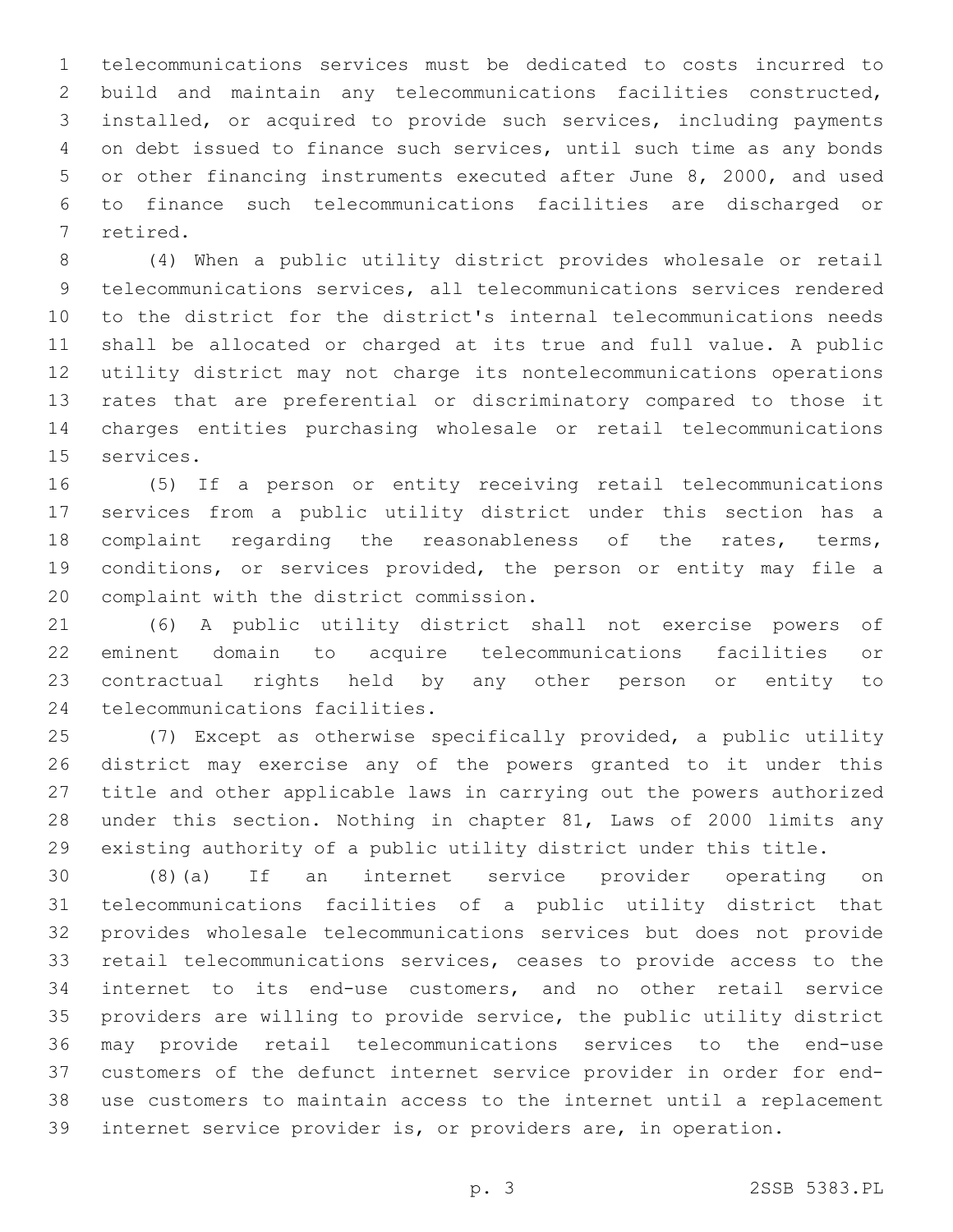telecommunications services must be dedicated to costs incurred to build and maintain any telecommunications facilities constructed, installed, or acquired to provide such services, including payments on debt issued to finance such services, until such time as any bonds or other financing instruments executed after June 8, 2000, and used to finance such telecommunications facilities are discharged or retired.

(4) When a public utility district provides wholesale or retail telecommunications services, all telecommunications services rendered to the district for the district's internal telecommunications needs shall be allocated or charged at its true and full value. A public utility district may not charge its nontelecommunications operations rates that are preferential or discriminatory compared to those it charges entities purchasing wholesale or retail telecommunications services.

(5) If a person or entity receiving retail telecommunications services from a public utility district under this section has a complaint regarding the reasonableness of the rates, terms, conditions, or services provided, the person or entity may file a complaint with the district commission.

(6) A public utility district shall not exercise powers of eminent domain to acquire telecommunications facilities or contractual rights held by any other person or entity to telecommunications facilities.

(7) Except as otherwise specifically provided, a public utility district may exercise any of the powers granted to it under this title and other applicable laws in carrying out the powers authorized under this section. Nothing in chapter 81, Laws of 2000 limits any existing authority of a public utility district under this title.

(8)(a) If an internet service provider operating on telecommunications facilities of a public utility district that provides wholesale telecommunications services but does not provide retail telecommunications services, ceases to provide access to the internet to its end-use customers, and no other retail service providers are willing to provide service, the public utility district may provide retail telecommunications services to the end-use customers of the defunct internet service provider in order for end-use customers to maintain access to the internet until a replacement internet service provider is, or providers are, in operation.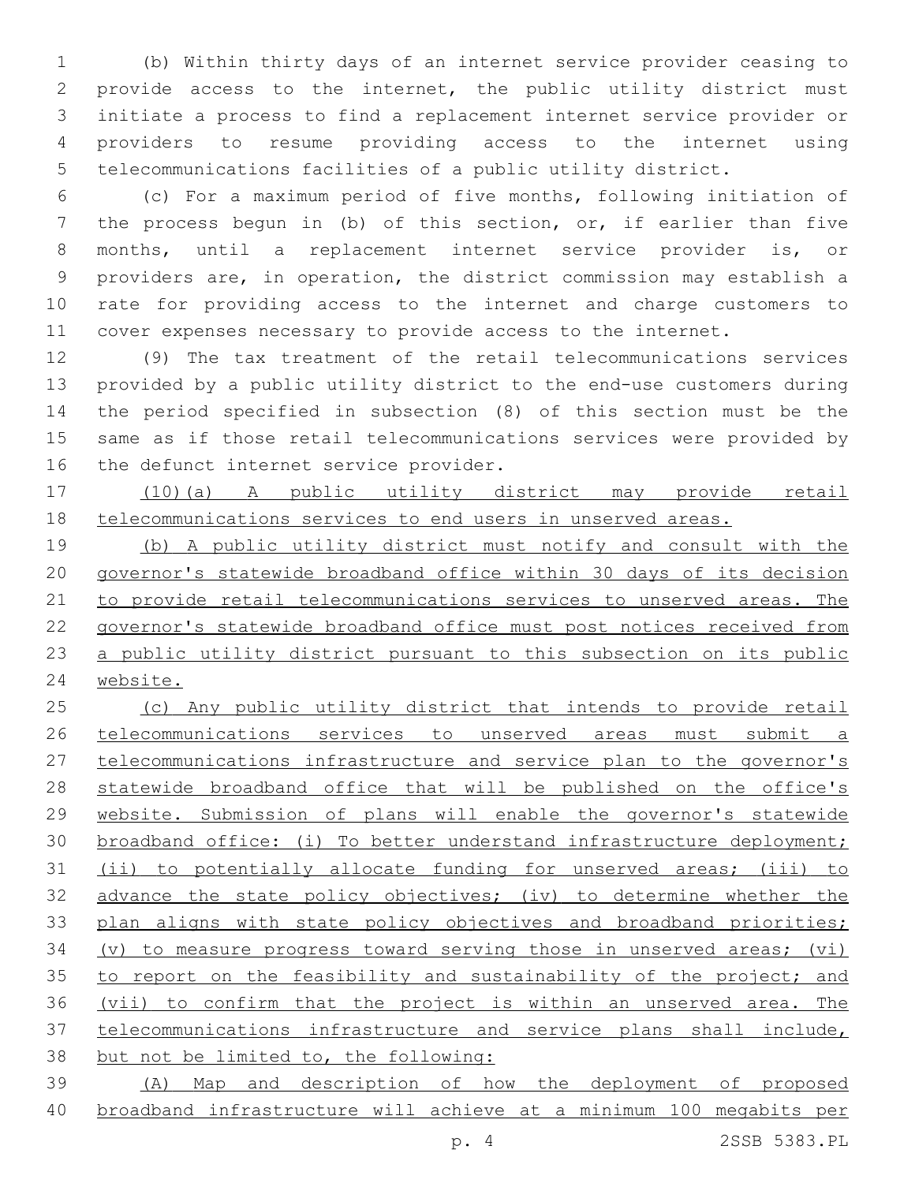(b) Within thirty days of an internet service provider ceasing to provide access to the internet, the public utility district must initiate a process to find a replacement internet service provider or providers to resume providing access to the internet using telecommunications facilities of a public utility district.

(c) For a maximum period of five months, following initiation of the process begun in (b) of this section, or, if earlier than five months, until a replacement internet service provider is, or providers are, in operation, the district commission may establish a rate for providing access to the internet and charge customers to cover expenses necessary to provide access to the internet.

(9) The tax treatment of the retail telecommunications services provided by a public utility district to the end-use customers during the period specified in subsection (8) of this section must be the same as if those retail telecommunications services were provided by the defunct internet service provider.

<u>(10)(a) A public utility district may provide retail telecommunications services to end users in unserved areas.</u>

<u>(b) A public utility district must notify and consult with the governor's statewide broadband office within 30 days of its decision to provide retail telecommunications services to unserved areas. The governor's statewide broadband office must post notices received from a public utility district pursuant to this subsection on its public website.</u>

<u>(c) Any public utility district that intends to provide retail telecommunications services to unserved areas must submit a telecommunications infrastructure and service plan to the governor's statewide broadband office that will be published on the office's website. Submission of plans will enable the governor's statewide broadband office: (i) To better understand infrastructure deployment; (ii) to potentially allocate funding for unserved areas; (iii) to advance the state policy objectives; (iv) to determine whether the plan aligns with state policy objectives and broadband priorities; (v) to measure progress toward serving those in unserved areas; (vi) to report on the feasibility and sustainability of the project; and (vii) to confirm that the project is within an unserved area. The telecommunications infrastructure and service plans shall include, but not be limited to, the following:</u>

<u>(A) Map and description of how the deployment of proposed broadband infrastructure will achieve at a minimum 100 megabits per</u>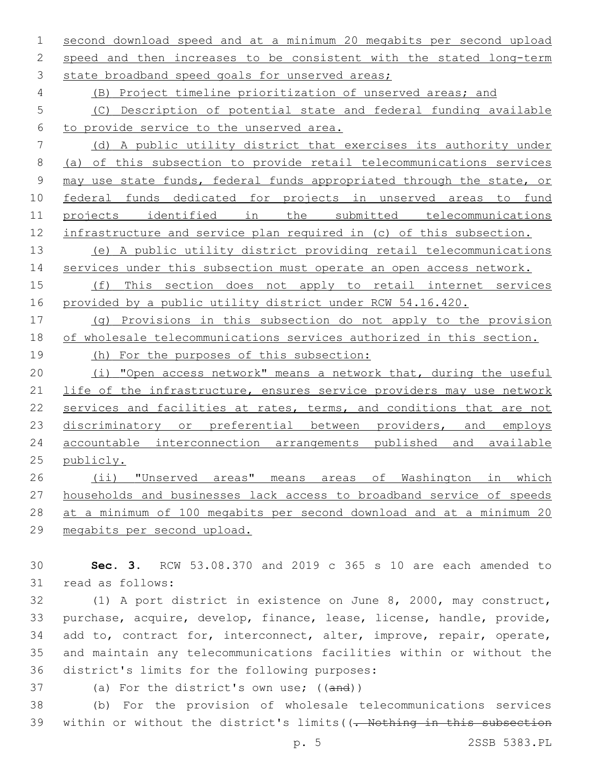second download speed and at a minimum 20 megabits per second upload speed and then increases to be consistent with the stated long-term state broadband speed goals for unserved areas;

(B) Project timeline prioritization of unserved areas; and

(C) Description of potential state and federal funding available to provide service to the unserved area.

(d) A public utility district that exercises its authority under (a) of this subsection to provide retail telecommunications services may use state funds, federal funds appropriated through the state, or federal funds dedicated for projects in unserved areas to fund projects identified in the submitted telecommunications infrastructure and service plan required in (c) of this subsection.

(e) A public utility district providing retail telecommunications services under this subsection must operate an open access network.

(f) This section does not apply to retail internet services provided by a public utility district under RCW 54.16.420.

(g) Provisions in this subsection do not apply to the provision of wholesale telecommunications services authorized in this section.

(h) For the purposes of this subsection:

(i) "Open access network" means a network that, during the useful life of the infrastructure, ensures service providers may use network services and facilities at rates, terms, and conditions that are not discriminatory or preferential between providers, and employs accountable interconnection arrangements published and available publicly.

(ii) "Unserved areas" means areas of Washington in which households and businesses lack access to broadband service of speeds at a minimum of 100 megabits per second download and at a minimum 20 megabits per second upload.

**Sec. 3.** RCW 53.08.370 and 2019 c 365 s 10 are each amended to read as follows:

(1) A port district in existence on June 8, 2000, may construct, purchase, acquire, develop, finance, lease, license, handle, provide, add to, contract for, interconnect, alter, improve, repair, operate, and maintain any telecommunications facilities within or without the district's limits for the following purposes:

(a) For the district's own use; ((and))

(b) For the provision of wholesale telecommunications services within or without the district's limits((. Nothing in this subsection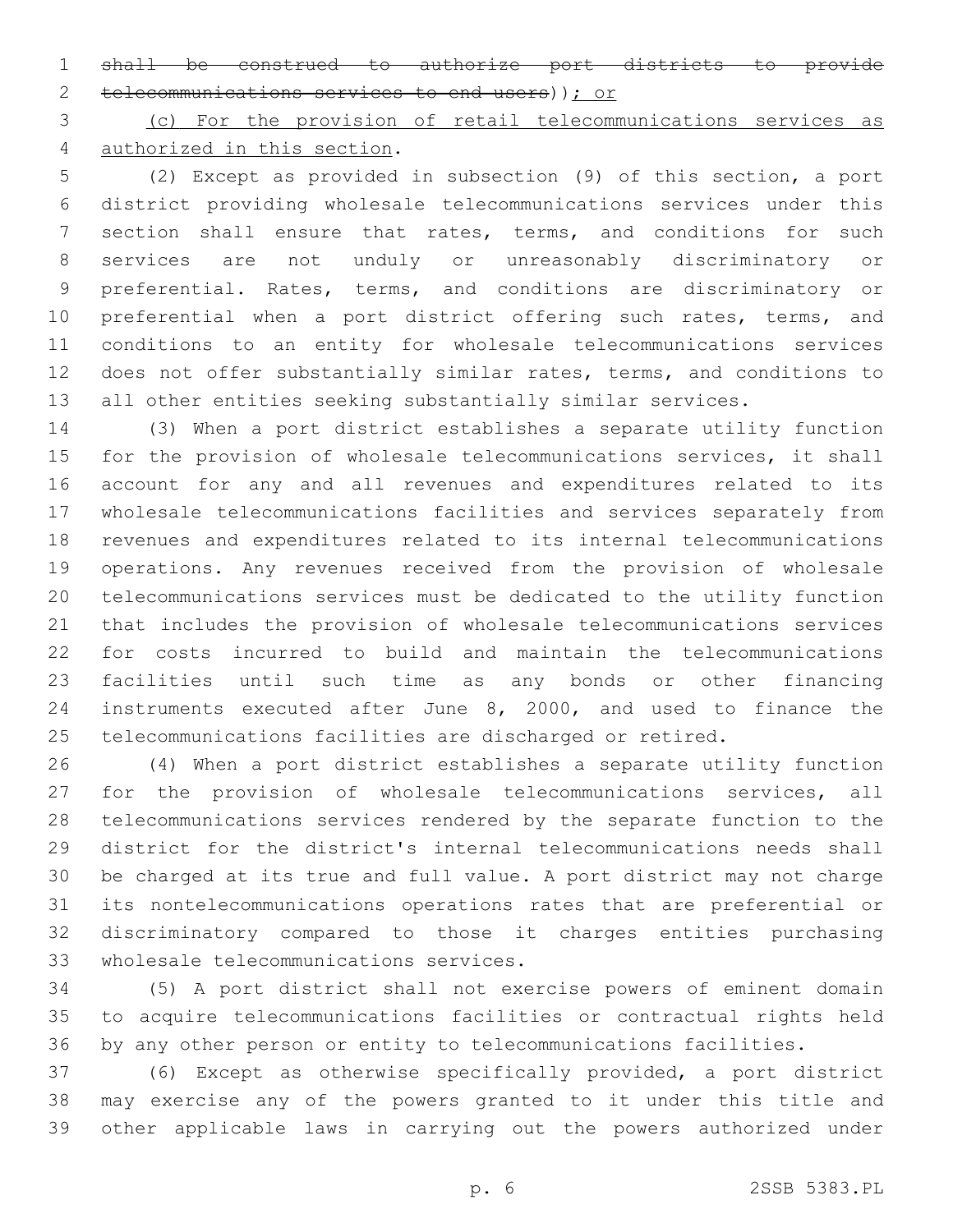~~shall be construed to authorize port districts to provide telecommunications services to end users~~)); or

(c) For the provision of retail telecommunications services as authorized in this section.

(2) Except as provided in subsection (9) of this section, a port district providing wholesale telecommunications services under this section shall ensure that rates, terms, and conditions for such services are not unduly or unreasonably discriminatory or preferential. Rates, terms, and conditions are discriminatory or preferential when a port district offering such rates, terms, and conditions to an entity for wholesale telecommunications services does not offer substantially similar rates, terms, and conditions to all other entities seeking substantially similar services.

(3) When a port district establishes a separate utility function for the provision of wholesale telecommunications services, it shall account for any and all revenues and expenditures related to its wholesale telecommunications facilities and services separately from revenues and expenditures related to its internal telecommunications operations. Any revenues received from the provision of wholesale telecommunications services must be dedicated to the utility function that includes the provision of wholesale telecommunications services for costs incurred to build and maintain the telecommunications facilities until such time as any bonds or other financing instruments executed after June 8, 2000, and used to finance the telecommunications facilities are discharged or retired.

(4) When a port district establishes a separate utility function for the provision of wholesale telecommunications services, all telecommunications services rendered by the separate function to the district for the district's internal telecommunications needs shall be charged at its true and full value. A port district may not charge its nontelecommunications operations rates that are preferential or discriminatory compared to those it charges entities purchasing wholesale telecommunications services.

(5) A port district shall not exercise powers of eminent domain to acquire telecommunications facilities or contractual rights held by any other person or entity to telecommunications facilities.

(6) Except as otherwise specifically provided, a port district may exercise any of the powers granted to it under this title and other applicable laws in carrying out the powers authorized under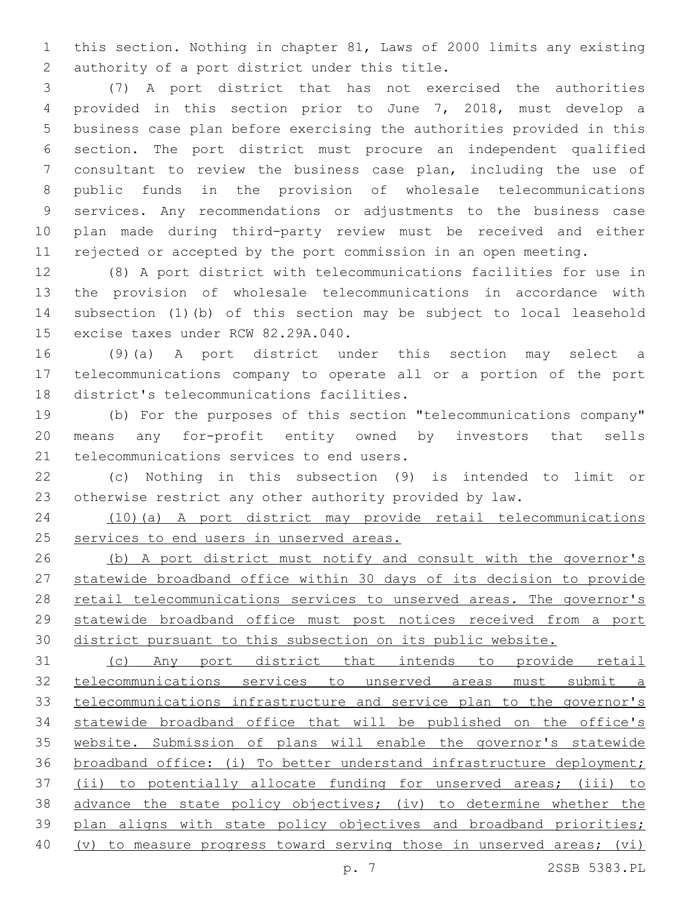this section. Nothing in chapter 81, Laws of 2000 limits any existing authority of a port district under this title.

(7) A port district that has not exercised the authorities provided in this section prior to June 7, 2018, must develop a business case plan before exercising the authorities provided in this section. The port district must procure an independent qualified consultant to review the business case plan, including the use of public funds in the provision of wholesale telecommunications services. Any recommendations or adjustments to the business case plan made during third-party review must be received and either rejected or accepted by the port commission in an open meeting.

(8) A port district with telecommunications facilities for use in the provision of wholesale telecommunications in accordance with subsection (1)(b) of this section may be subject to local leasehold excise taxes under RCW 82.29A.040.

(9)(a) A port district under this section may select a telecommunications company to operate all or a portion of the port district's telecommunications facilities.

(b) For the purposes of this section "telecommunications company" means any for-profit entity owned by investors that sells telecommunications services to end users.

(c) Nothing in this subsection (9) is intended to limit or otherwise restrict any other authority provided by law.

<u>(10)(a) A port district may provide retail telecommunications services to end users in unserved areas.</u>

<u>(b) A port district must notify and consult with the governor's statewide broadband office within 30 days of its decision to provide retail telecommunications services to unserved areas. The governor's statewide broadband office must post notices received from a port district pursuant to this subsection on its public website.</u>

<u>(c) Any port district that intends to provide retail telecommunications services to unserved areas must submit a telecommunications infrastructure and service plan to the governor's statewide broadband office that will be published on the office's website. Submission of plans will enable the governor's statewide broadband office: (i) To better understand infrastructure deployment; (ii) to potentially allocate funding for unserved areas; (iii) to advance the state policy objectives; (iv) to determine whether the plan aligns with state policy objectives and broadband priorities; (v) to measure progress toward serving those in unserved areas; (vi)</u>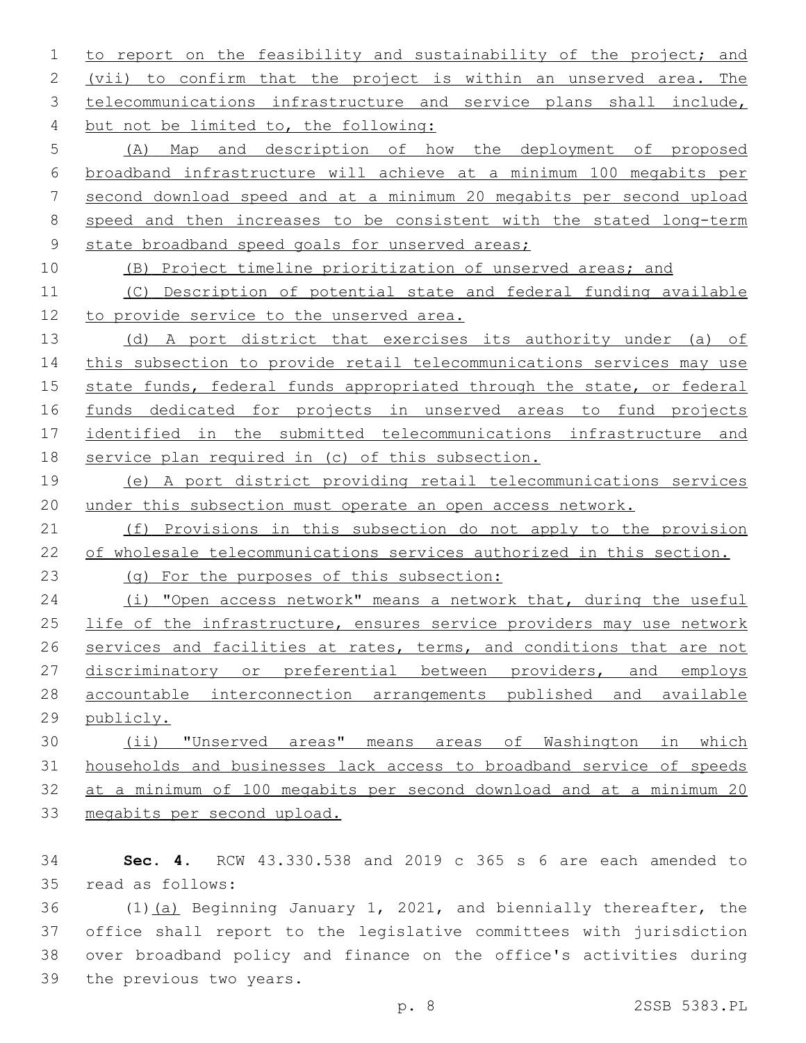to report on the feasibility and sustainability of the project; and (vii) to confirm that the project is within an unserved area. The telecommunications infrastructure and service plans shall include, but not be limited to, the following:

(A) Map and description of how the deployment of proposed broadband infrastructure will achieve at a minimum 100 megabits per second download speed and at a minimum 20 megabits per second upload speed and then increases to be consistent with the stated long-term state broadband speed goals for unserved areas;

(B) Project timeline prioritization of unserved areas; and

(C) Description of potential state and federal funding available to provide service to the unserved area.

(d) A port district that exercises its authority under (a) of this subsection to provide retail telecommunications services may use state funds, federal funds appropriated through the state, or federal funds dedicated for projects in unserved areas to fund projects identified in the submitted telecommunications infrastructure and service plan required in (c) of this subsection.

(e) A port district providing retail telecommunications services under this subsection must operate an open access network.

(f) Provisions in this subsection do not apply to the provision of wholesale telecommunications services authorized in this section.

(g) For the purposes of this subsection:

(i) "Open access network" means a network that, during the useful life of the infrastructure, ensures service providers may use network services and facilities at rates, terms, and conditions that are not discriminatory or preferential between providers, and employs accountable interconnection arrangements published and available publicly.

(ii) "Unserved areas" means areas of Washington in which households and businesses lack access to broadband service of speeds at a minimum of 100 megabits per second download and at a minimum 20 megabits per second upload.

**Sec. 4.** RCW 43.330.538 and 2019 c 365 s 6 are each amended to read as follows:

(1)(a) Beginning January 1, 2021, and biennially thereafter, the office shall report to the legislative committees with jurisdiction over broadband policy and finance on the office's activities during the previous two years.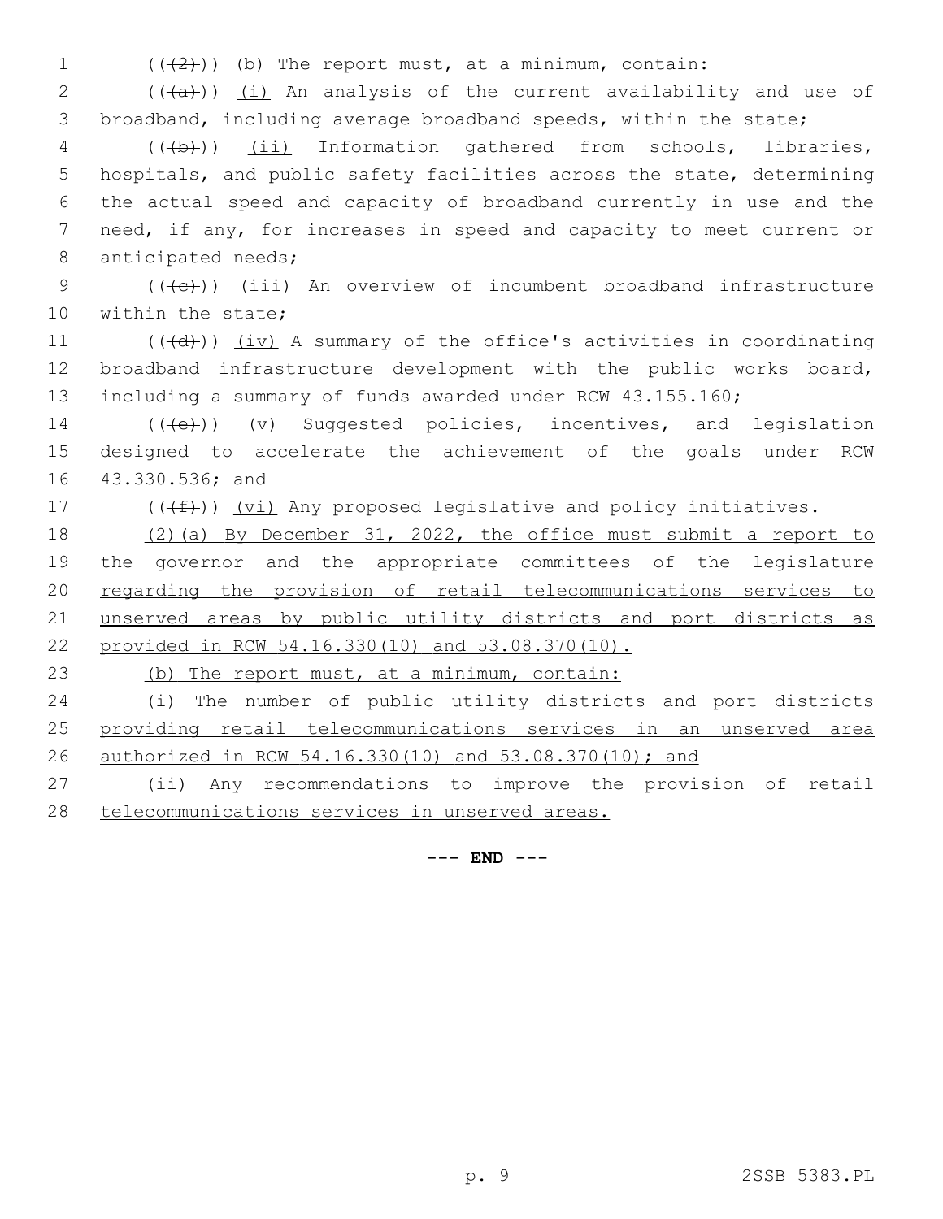((~~(2)~~)) (b) The report must, at a minimum, contain:

((~~(a)~~)) (i) An analysis of the current availability and use of broadband, including average broadband speeds, within the state;

((~~(b)~~)) (ii) Information gathered from schools, libraries, hospitals, and public safety facilities across the state, determining the actual speed and capacity of broadband currently in use and the need, if any, for increases in speed and capacity to meet current or anticipated needs;

((~~(c)~~)) (iii) An overview of incumbent broadband infrastructure within the state;

((~~(d)~~)) (iv) A summary of the office's activities in coordinating broadband infrastructure development with the public works board, including a summary of funds awarded under RCW 43.155.160;

((~~(e)~~)) (v) Suggested policies, incentives, and legislation designed to accelerate the achievement of the goals under RCW 43.330.536; and

((~~(f)~~)) (vi) Any proposed legislative and policy initiatives.

(2)(a) By December 31, 2022, the office must submit a report to the governor and the appropriate committees of the legislature regarding the provision of retail telecommunications services to unserved areas by public utility districts and port districts as provided in RCW 54.16.330(10) and 53.08.370(10).

(b) The report must, at a minimum, contain:

(i) The number of public utility districts and port districts providing retail telecommunications services in an unserved area authorized in RCW 54.16.330(10) and 53.08.370(10); and

(ii) Any recommendations to improve the provision of retail telecommunications services in unserved areas.

**--- END ---**